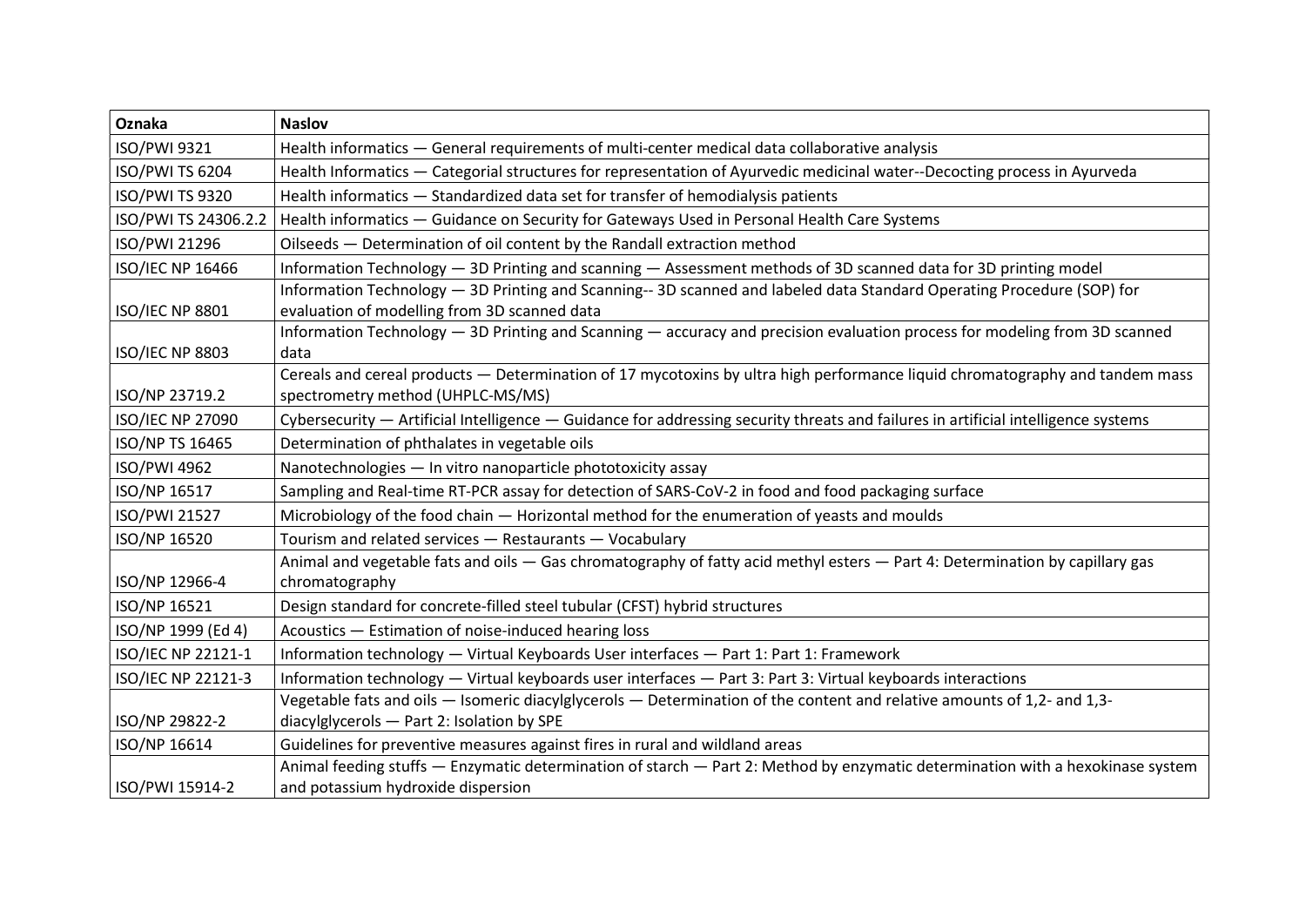| Oznaka | Naslov |
| --- | --- |
| ISO/PWI 9321 | Health informatics — General requirements of multi-center medical data collaborative analysis |
| ISO/PWI TS 6204 | Health Informatics — Categorial structures for representation of Ayurvedic medicinal water--Decocting process in Ayurveda |
| ISO/PWI TS 9320 | Health informatics — Standardized data set for transfer of hemodialysis patients |
| ISO/PWI TS 24306.2.2 | Health informatics — Guidance on Security for Gateways Used in Personal Health Care Systems |
| ISO/PWI 21296 | Oilseeds — Determination of oil content by the Randall extraction method |
| ISO/IEC NP 16466 | Information Technology — 3D Printing and scanning — Assessment methods of 3D scanned data for 3D printing model |
| ISO/IEC NP 8801 | Information Technology — 3D Printing and Scanning-- 3D scanned and labeled data Standard Operating Procedure (SOP) for evaluation of modelling from 3D scanned data |
| ISO/IEC NP 8803 | Information Technology — 3D Printing and Scanning — accuracy and precision evaluation process for modeling from 3D scanned data |
| ISO/NP 23719.2 | Cereals and cereal products — Determination of 17 mycotoxins by ultra high performance liquid chromatography and tandem mass spectrometry method (UHPLC-MS/MS) |
| ISO/IEC NP 27090 | Cybersecurity — Artificial Intelligence — Guidance for addressing security threats and failures in artificial intelligence systems |
| ISO/NP TS 16465 | Determination of phthalates in vegetable oils |
| ISO/PWI 4962 | Nanotechnologies — In vitro nanoparticle phototoxicity assay |
| ISO/NP 16517 | Sampling and Real-time RT-PCR assay for detection of SARS-CoV-2 in food and food packaging surface |
| ISO/PWI 21527 | Microbiology of the food chain — Horizontal method for the enumeration of yeasts and moulds |
| ISO/NP 16520 | Tourism and related services — Restaurants — Vocabulary |
| ISO/NP 12966-4 | Animal and vegetable fats and oils — Gas chromatography of fatty acid methyl esters — Part 4: Determination by capillary gas chromatography |
| ISO/NP 16521 | Design standard for concrete-filled steel tubular (CFST) hybrid structures |
| ISO/NP 1999 (Ed 4) | Acoustics — Estimation of noise-induced hearing loss |
| ISO/IEC NP 22121-1 | Information technology — Virtual Keyboards User interfaces — Part 1: Part 1: Framework |
| ISO/IEC NP 22121-3 | Information technology — Virtual keyboards user interfaces — Part 3: Part 3: Virtual keyboards interactions |
| ISO/NP 29822-2 | Vegetable fats and oils — Isomeric diacylglycerols — Determination of the content and relative amounts of 1,2- and 1,3-diacylglycerols — Part 2: Isolation by SPE |
| ISO/NP 16614 | Guidelines for preventive measures against fires in rural and wildland areas |
| ISO/PWI 15914-2 | Animal feeding stuffs — Enzymatic determination of starch — Part 2: Method by enzymatic determination with a hexokinase system and potassium hydroxide dispersion |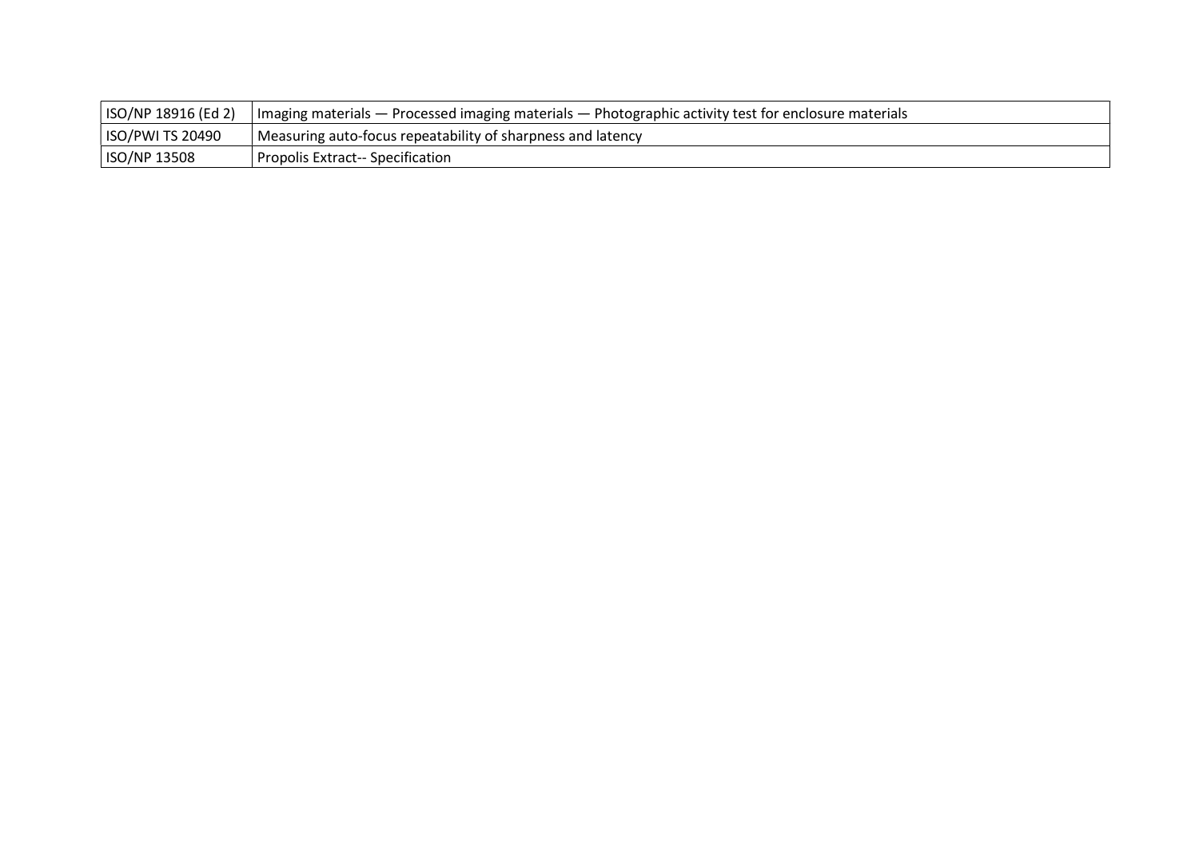| | |
|---|---|
| ISO/NP 18916 (Ed 2) | Imaging materials — Processed imaging materials — Photographic activity test for enclosure materials |
| ISO/PWI TS 20490 | Measuring auto-focus repeatability of sharpness and latency |
| ISO/NP 13508 | Propolis Extract-- Specification |